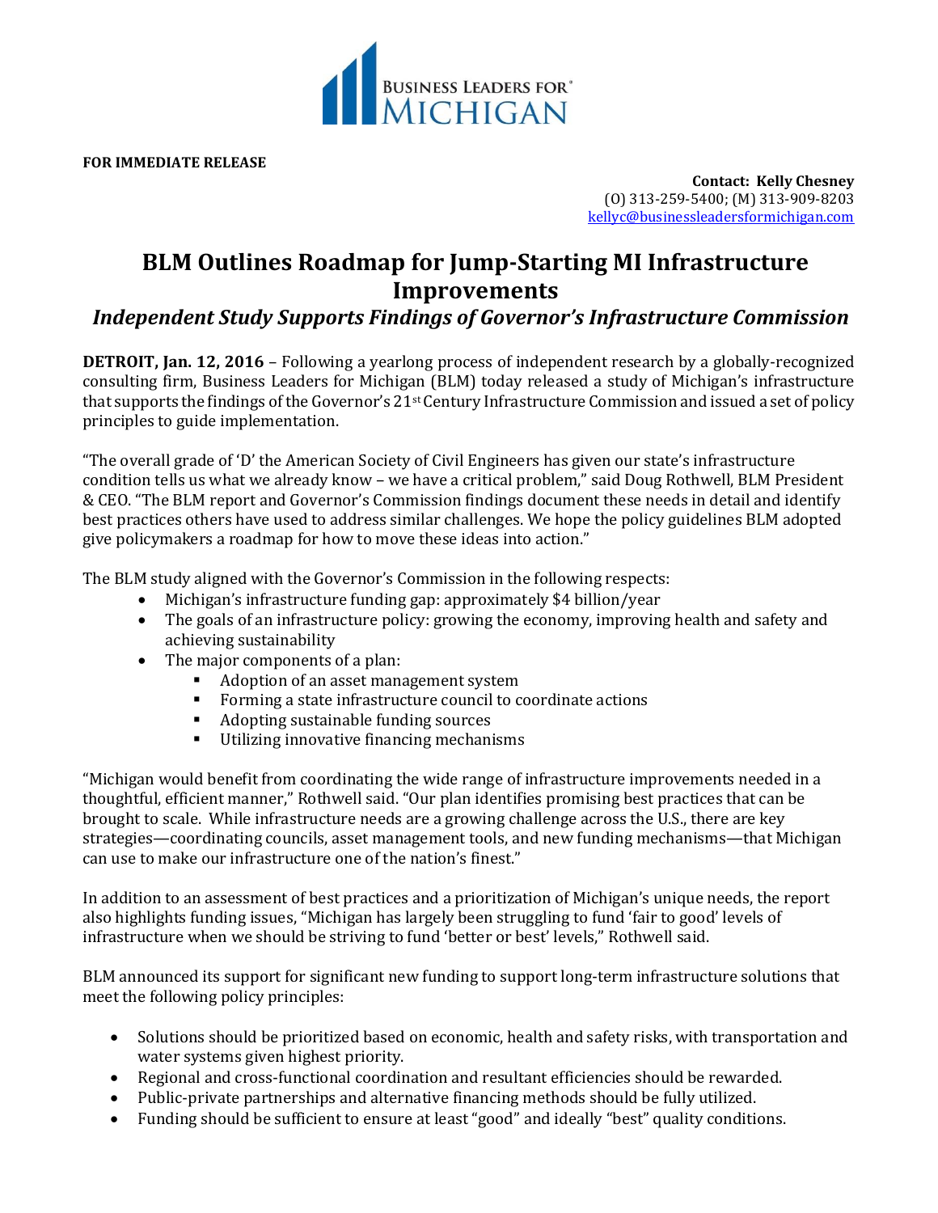BUSINESS LEADERS FOR® MICHIGAN

**FOR IMMEDIATE RELEASE**

**Contact: Kelly Chesney**
(O) 313-259-5400; (M) 313-909-8203
kellyc@businessleadersformichigan.com

# BLM Outlines Roadmap for Jump-Starting MI Infrastructure Improvements

## *Independent Study Supports Findings of Governor's Infrastructure Commission*

**DETROIT, Jan. 12, 2016** – Following a yearlong process of independent research by a globally-recognized consulting firm, Business Leaders for Michigan (BLM) today released a study of Michigan's infrastructure that supports the findings of the Governor's 21st Century Infrastructure Commission and issued a set of policy principles to guide implementation.

"The overall grade of 'D' the American Society of Civil Engineers has given our state's infrastructure condition tells us what we already know – we have a critical problem," said Doug Rothwell, BLM President & CEO. "The BLM report and Governor's Commission findings document these needs in detail and identify best practices others have used to address similar challenges. We hope the policy guidelines BLM adopted give policymakers a roadmap for how to move these ideas into action."

The BLM study aligned with the Governor's Commission in the following respects:

- Michigan's infrastructure funding gap: approximately $4 billion/year
- The goals of an infrastructure policy: growing the economy, improving health and safety and achieving sustainability
- The major components of a plan:
  - Adoption of an asset management system
  - Forming a state infrastructure council to coordinate actions
  - Adopting sustainable funding sources
  - Utilizing innovative financing mechanisms

"Michigan would benefit from coordinating the wide range of infrastructure improvements needed in a thoughtful, efficient manner," Rothwell said. "Our plan identifies promising best practices that can be brought to scale. While infrastructure needs are a growing challenge across the U.S., there are key strategies—coordinating councils, asset management tools, and new funding mechanisms—that Michigan can use to make our infrastructure one of the nation's finest."

In addition to an assessment of best practices and a prioritization of Michigan's unique needs, the report also highlights funding issues, "Michigan has largely been struggling to fund 'fair to good' levels of infrastructure when we should be striving to fund 'better or best' levels," Rothwell said.

BLM announced its support for significant new funding to support long-term infrastructure solutions that meet the following policy principles:

- Solutions should be prioritized based on economic, health and safety risks, with transportation and water systems given highest priority.
- Regional and cross-functional coordination and resultant efficiencies should be rewarded.
- Public-private partnerships and alternative financing methods should be fully utilized.
- Funding should be sufficient to ensure at least "good" and ideally "best" quality conditions.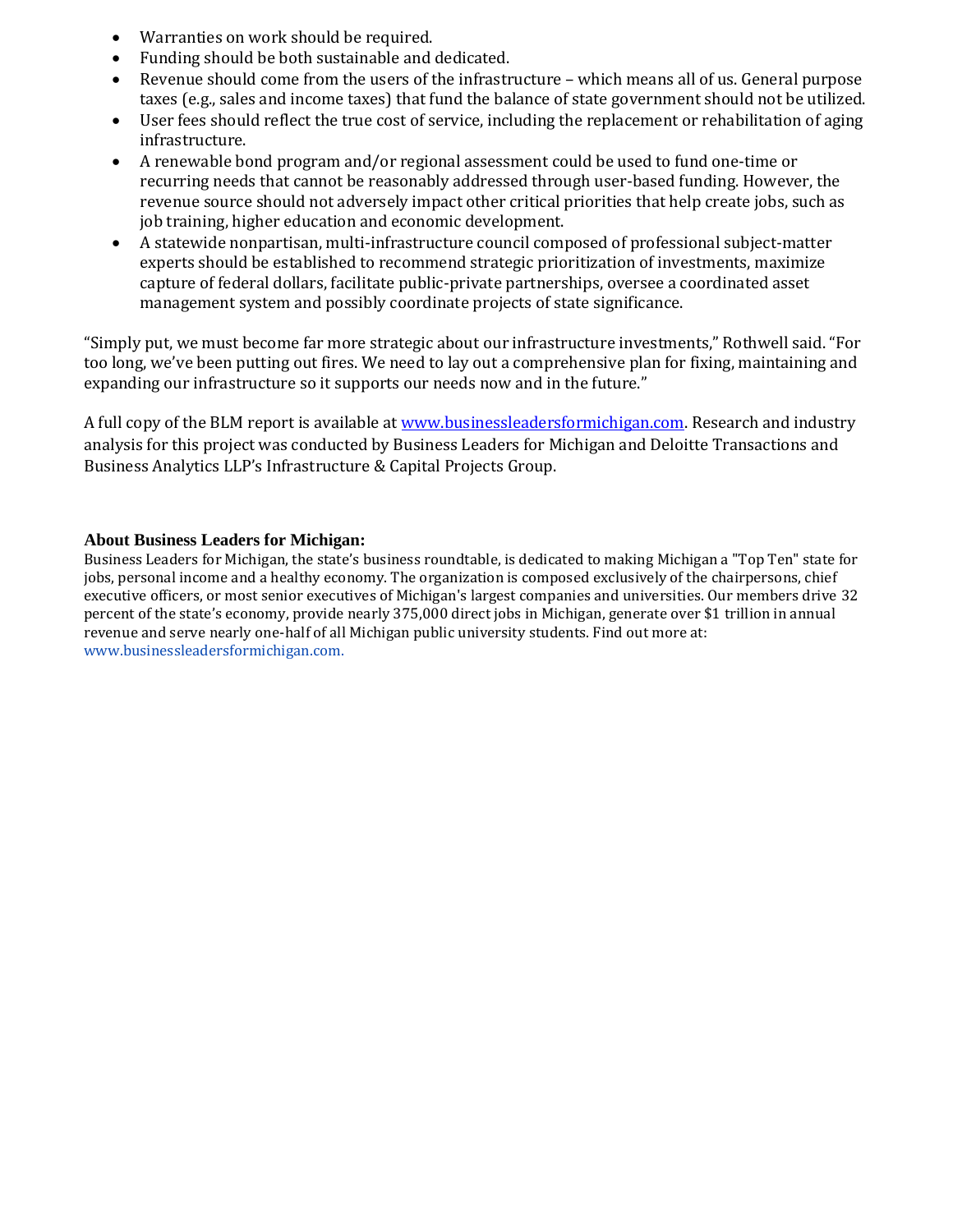- Warranties on work should be required.
- Funding should be both sustainable and dedicated.
- Revenue should come from the users of the infrastructure – which means all of us. General purpose taxes (e.g., sales and income taxes) that fund the balance of state government should not be utilized.
- User fees should reflect the true cost of service, including the replacement or rehabilitation of aging infrastructure.
- A renewable bond program and/or regional assessment could be used to fund one-time or recurring needs that cannot be reasonably addressed through user-based funding. However, the revenue source should not adversely impact other critical priorities that help create jobs, such as job training, higher education and economic development.
- A statewide nonpartisan, multi-infrastructure council composed of professional subject-matter experts should be established to recommend strategic prioritization of investments, maximize capture of federal dollars, facilitate public-private partnerships, oversee a coordinated asset management system and possibly coordinate projects of state significance.

"Simply put, we must become far more strategic about our infrastructure investments," Rothwell said. "For too long, we've been putting out fires. We need to lay out a comprehensive plan for fixing, maintaining and expanding our infrastructure so it supports our needs now and in the future."

A full copy of the BLM report is available at [www.businessleadersformichigan.com](http://www.businessleadersformichigan.com). Research and industry analysis for this project was conducted by Business Leaders for Michigan and Deloitte Transactions and Business Analytics LLP's Infrastructure & Capital Projects Group.

**About Business Leaders for Michigan:**

Business Leaders for Michigan, the state's business roundtable, is dedicated to making Michigan a "Top Ten" state for jobs, personal income and a healthy economy. The organization is composed exclusively of the chairpersons, chief executive officers, or most senior executives of Michigan's largest companies and universities. Our members drive 32 percent of the state's economy, provide nearly 375,000 direct jobs in Michigan, generate over $1 trillion in annual revenue and serve nearly one-half of all Michigan public university students. Find out more at: www.businessleadersformichigan.com.